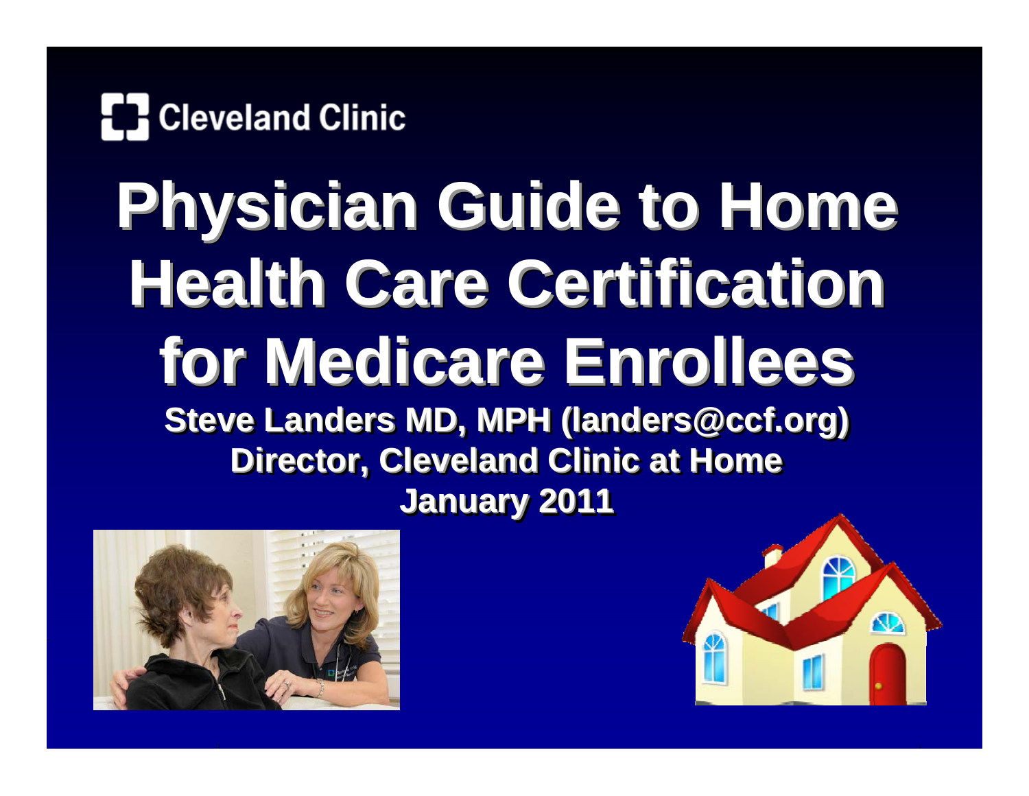Cleveland Clinic

# Physician Guide to Home Health Care Certification for Medicare Enrollees

**Steve Landers MD, MPH (landers@ccf.org)**

**Director, Cleveland Clinic at Home**

**January 2011**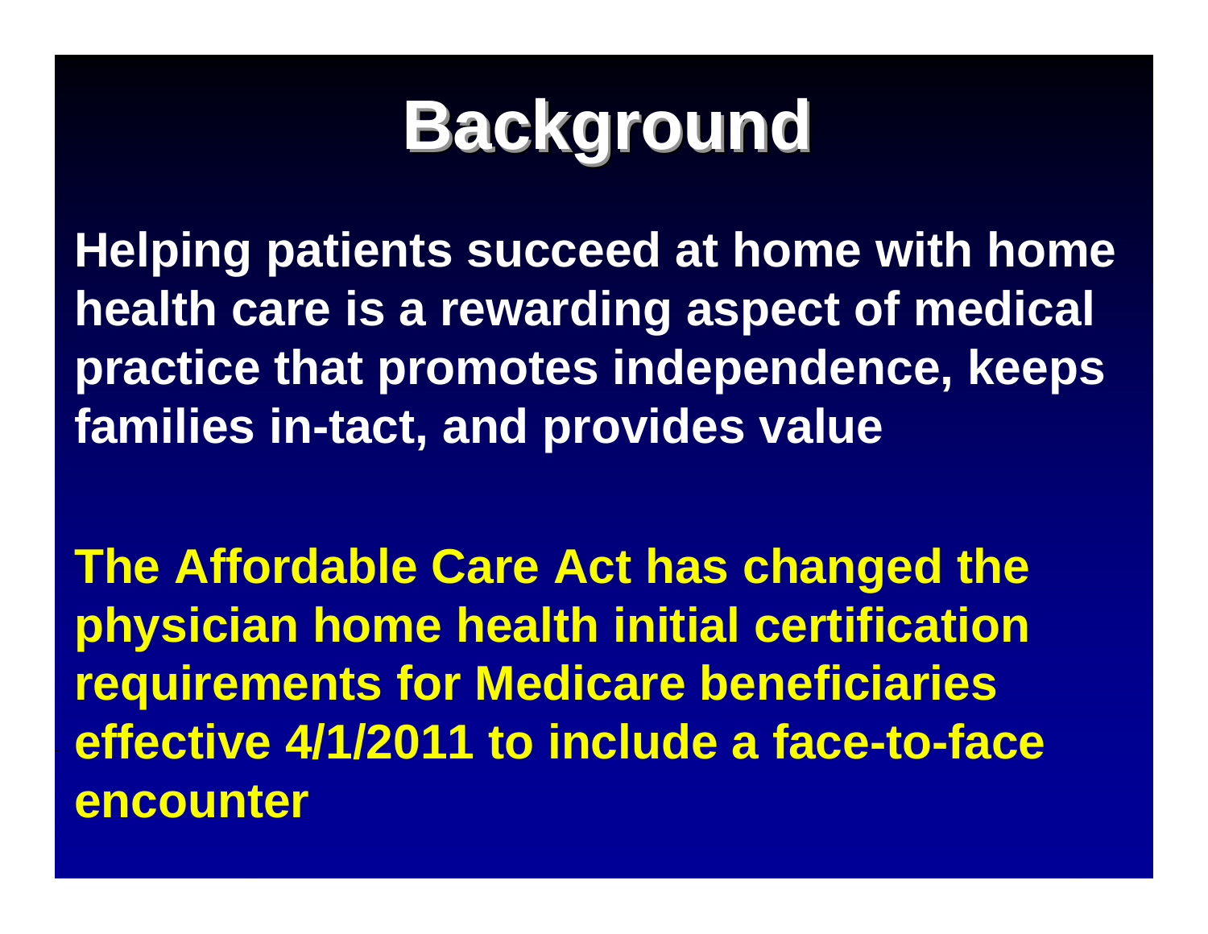# Background

**Helping patients succeed at home with home health care is a rewarding aspect of medical practice that promotes independence, keeps families in-tact, and provides value**

**The Affordable Care Act has changed the physician home health initial certification requirements for Medicare beneficiaries effective 4/1/2011 to include a face-to-face encounter**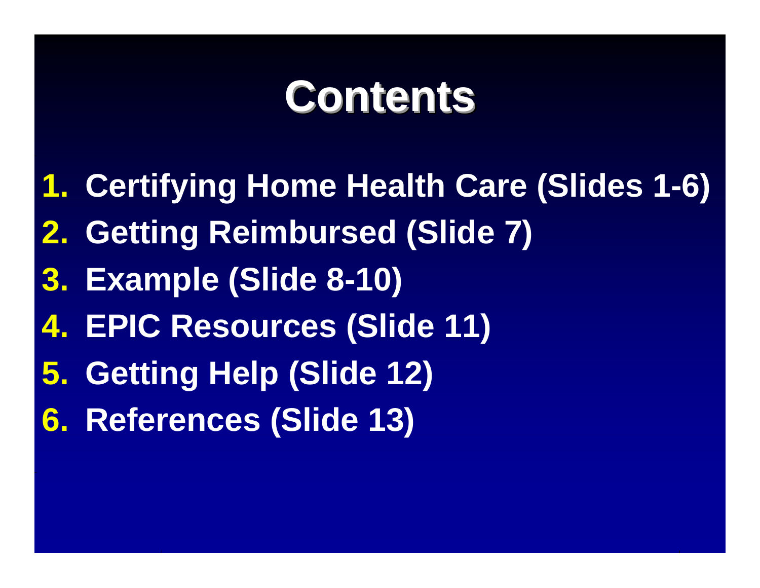# Contents

1. Certifying Home Health Care (Slides 1-6)
2. Getting Reimbursed (Slide 7)
3. Example (Slide 8-10)
4. EPIC Resources (Slide 11)
5. Getting Help (Slide 12)
6. References (Slide 13)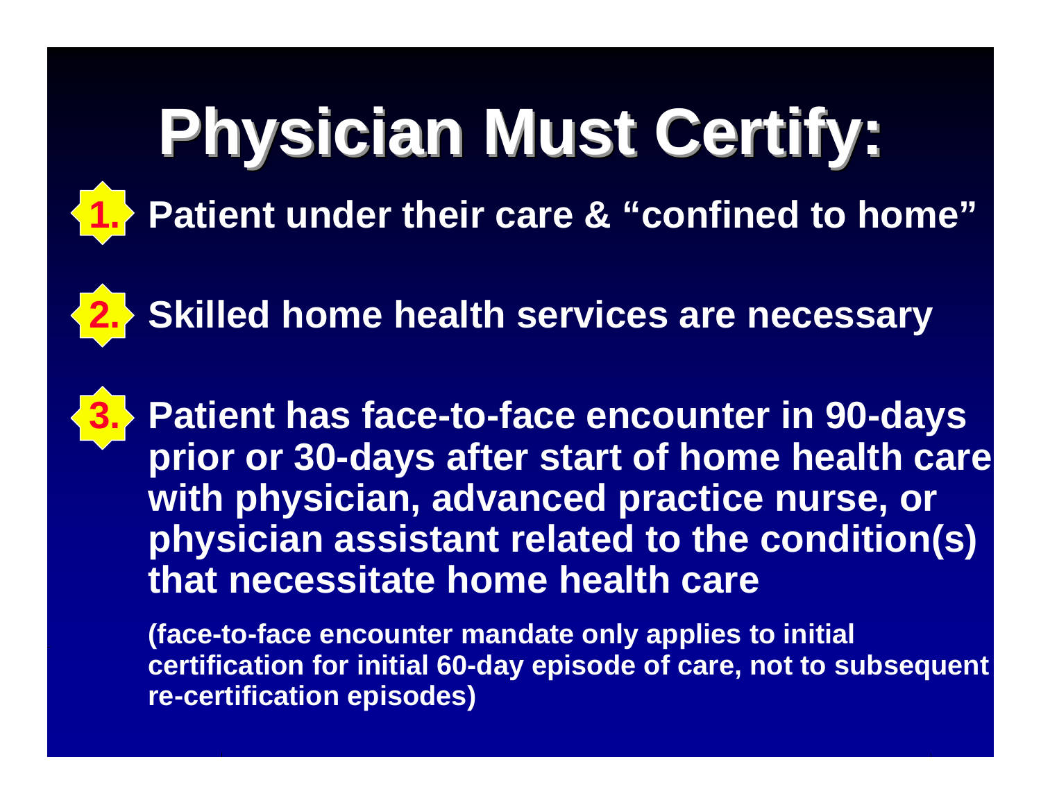# Physician Must Certify:

1. Patient under their care & "confined to home"

2. Skilled home health services are necessary

3. Patient has face-to-face encounter in 90-days prior or 30-days after start of home health care with physician, advanced practice nurse, or physician assistant related to the condition(s) that necessitate home health care

   (face-to-face encounter mandate only applies to initial certification for initial 60-day episode of care, not to subsequent re-certification episodes)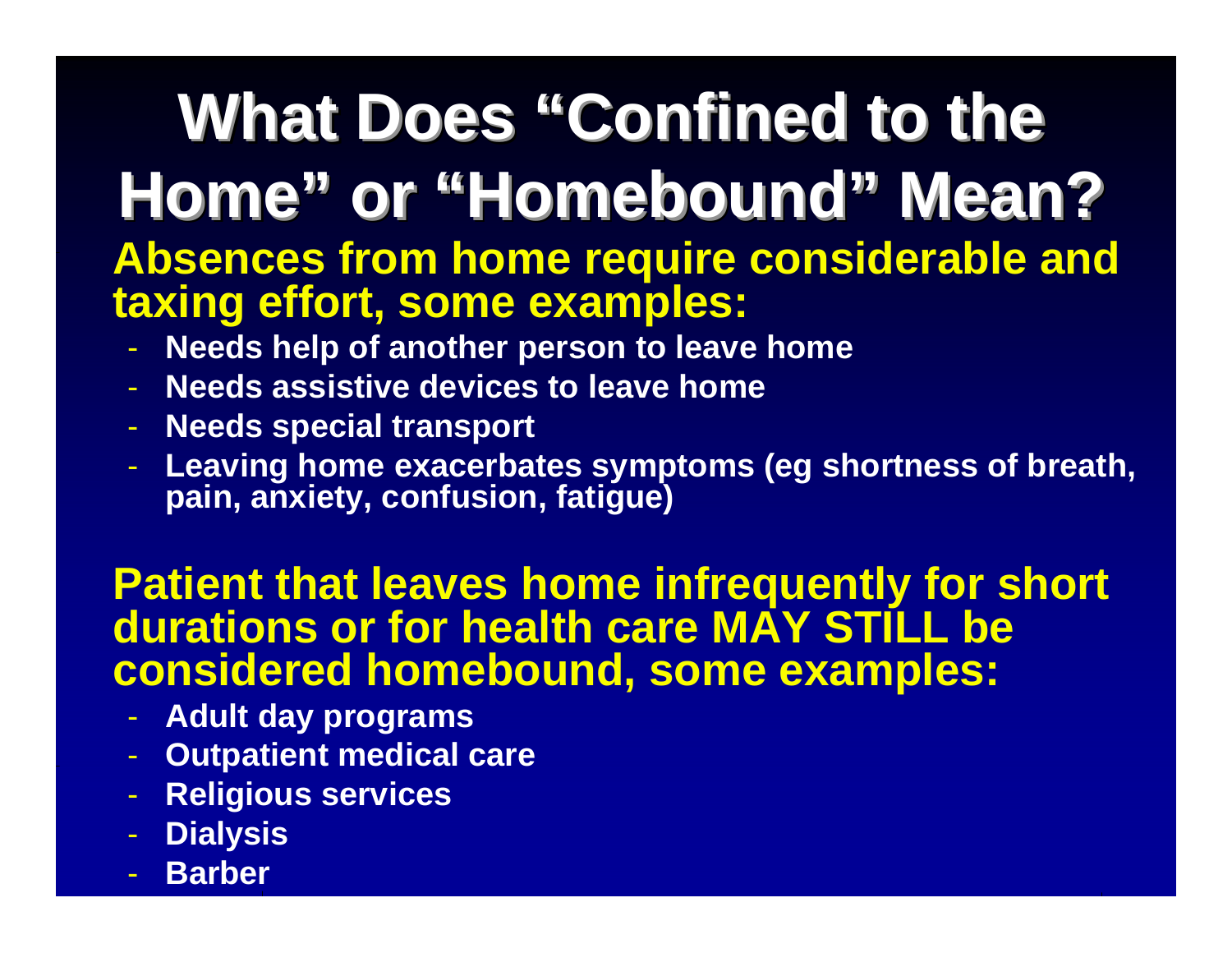# What Does "Confined to the Home" or "Homebound" Mean?

**Absences from home require considerable and taxing effort, some examples:**

- Needs help of another person to leave home
- Needs assistive devices to leave home
- Needs special transport
- Leaving home exacerbates symptoms (eg shortness of breath, pain, anxiety, confusion, fatigue)

**Patient that leaves home infrequently for short durations or for health care MAY STILL be considered homebound, some examples:**

- Adult day programs
- Outpatient medical care
- Religious services
- Dialysis
- Barber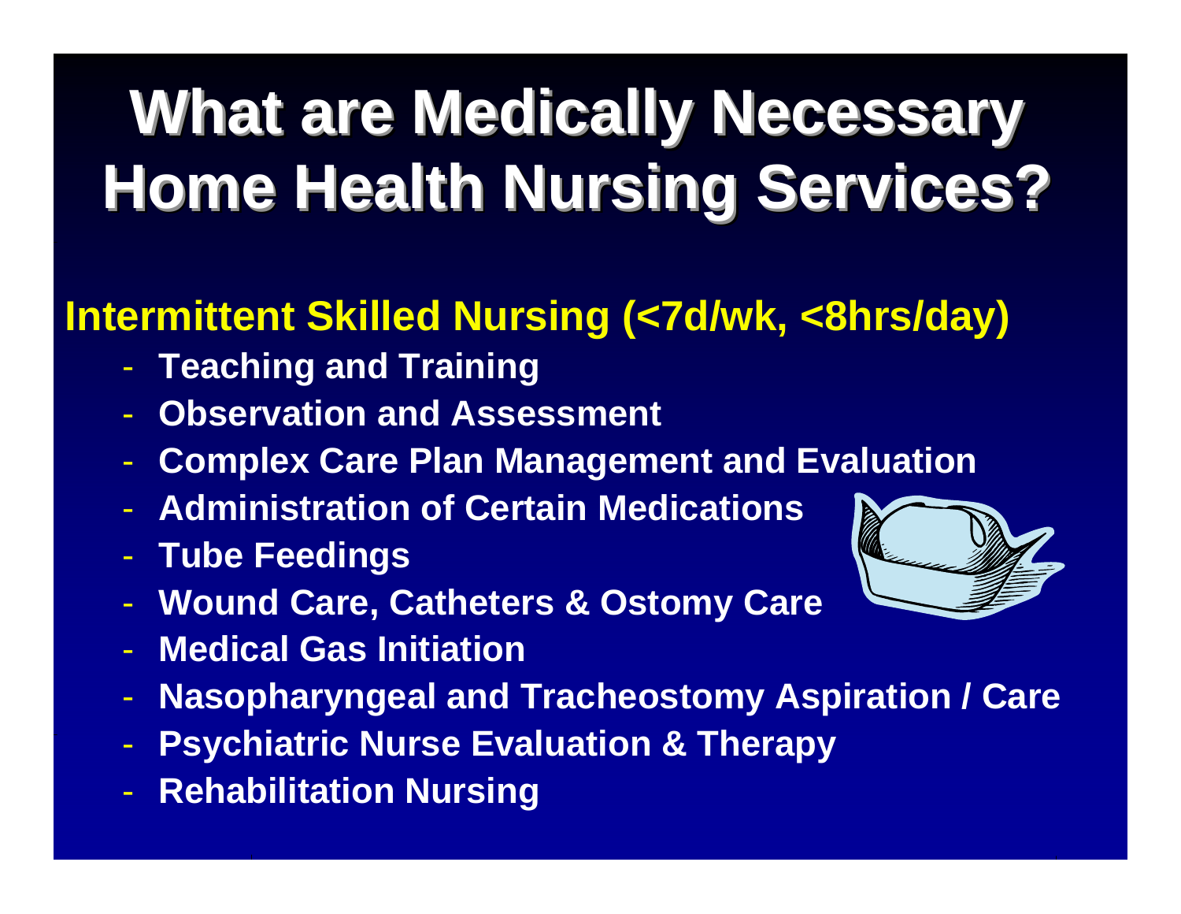# What are Medically Necessary Home Health Nursing Services?

**Intermittent Skilled Nursing (<7d/wk, <8hrs/day)**

- **Teaching and Training**
- **Observation and Assessment**
- **Complex Care Plan Management and Evaluation**
- **Administration of Certain Medications**
- **Tube Feedings**
- **Wound Care, Catheters & Ostomy Care**
- **Medical Gas Initiation**
- **Nasopharyngeal and Tracheostomy Aspiration / Care**
- **Psychiatric Nurse Evaluation & Therapy**
- **Rehabilitation Nursing**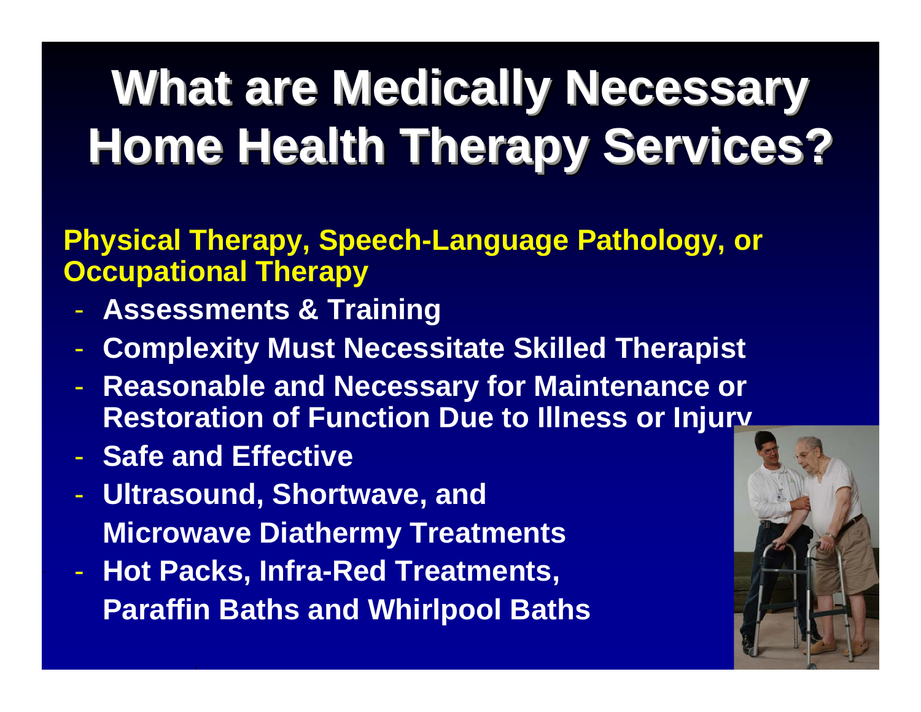# What are Medically Necessary Home Health Therapy Services?

**Physical Therapy, Speech-Language Pathology, or Occupational Therapy**

- **Assessments & Training**
- **Complexity Must Necessitate Skilled Therapist**
- **Reasonable and Necessary for Maintenance or Restoration of Function Due to Illness or Injury**
- **Safe and Effective**
- **Ultrasound, Shortwave, and Microwave Diathermy Treatments**
- **Hot Packs, Infra-Red Treatments, Paraffin Baths and Whirlpool Baths**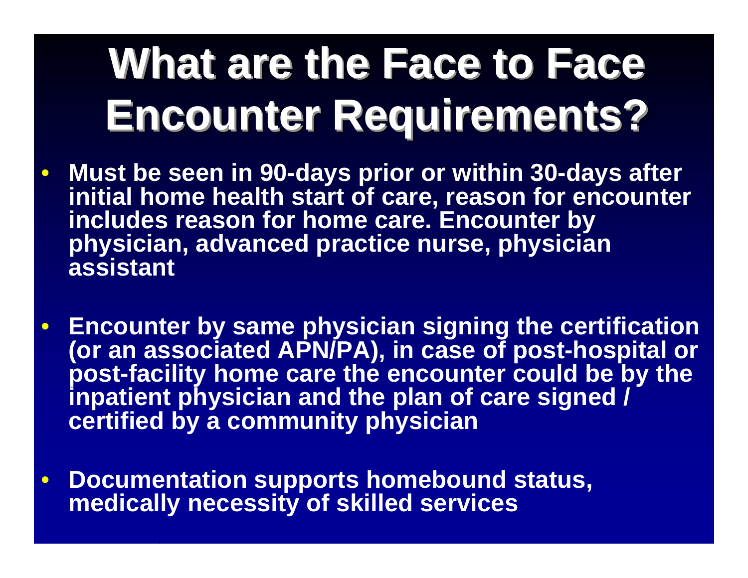# What are the Face to Face Encounter Requirements?

- **Must be seen in 90-days prior or within 30-days after initial home health start of care, reason for encounter includes reason for home care. Encounter by physician, advanced practice nurse, physician assistant**

- **Encounter by same physician signing the certification (or an associated APN/PA), in case of post-hospital or post-facility home care the encounter could be by the inpatient physician and the plan of care signed / certified by a community physician**

- **Documentation supports homebound status, medically necessity of skilled services**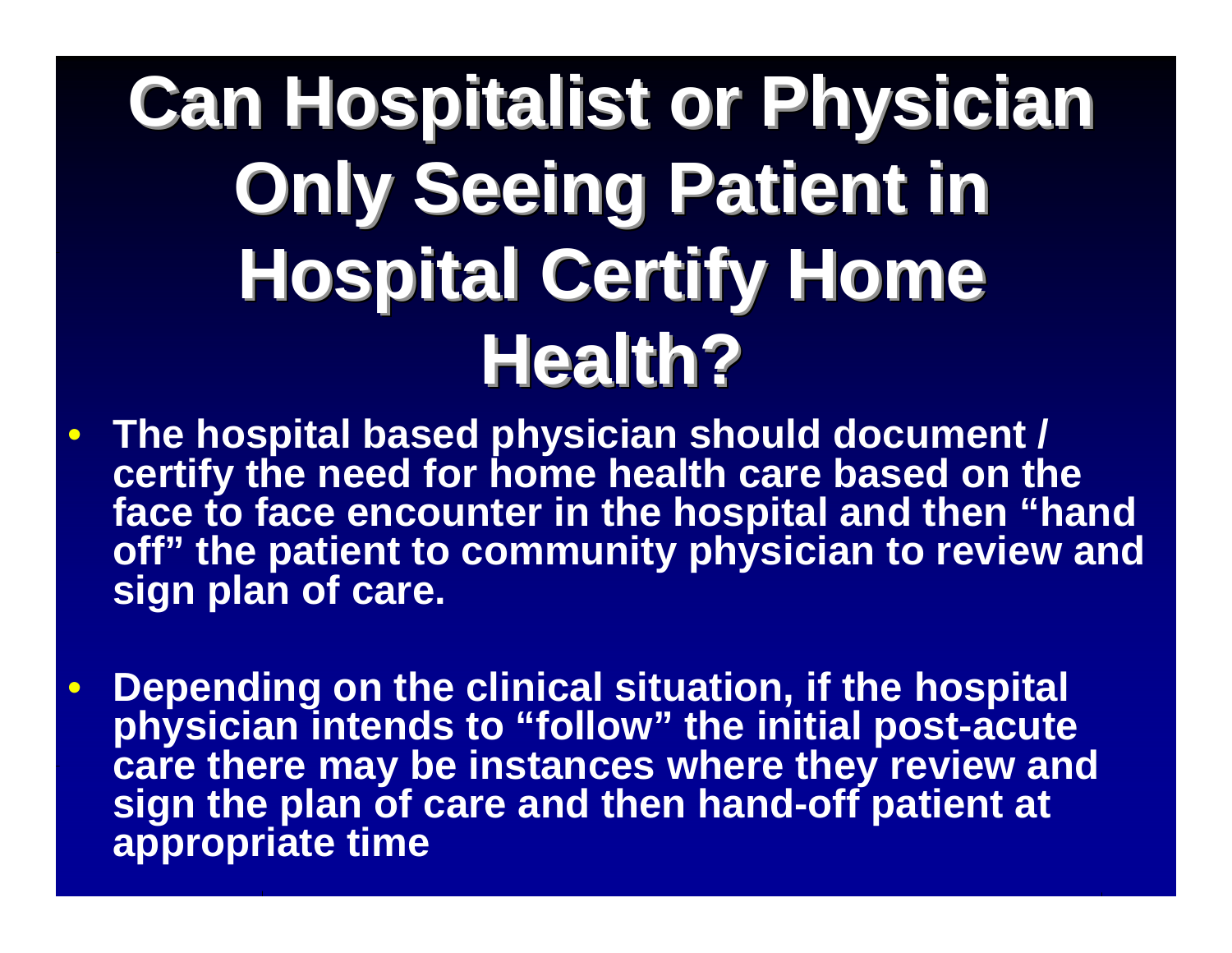# Can Hospitalist or Physician Only Seeing Patient in Hospital Certify Home Health?

- **The hospital based physician should document / certify the need for home health care based on the face to face encounter in the hospital and then "hand off" the patient to community physician to review and sign plan of care.**

- **Depending on the clinical situation, if the hospital physician intends to "follow" the initial post-acute care there may be instances where they review and sign the plan of care and then hand-off patient at appropriate time**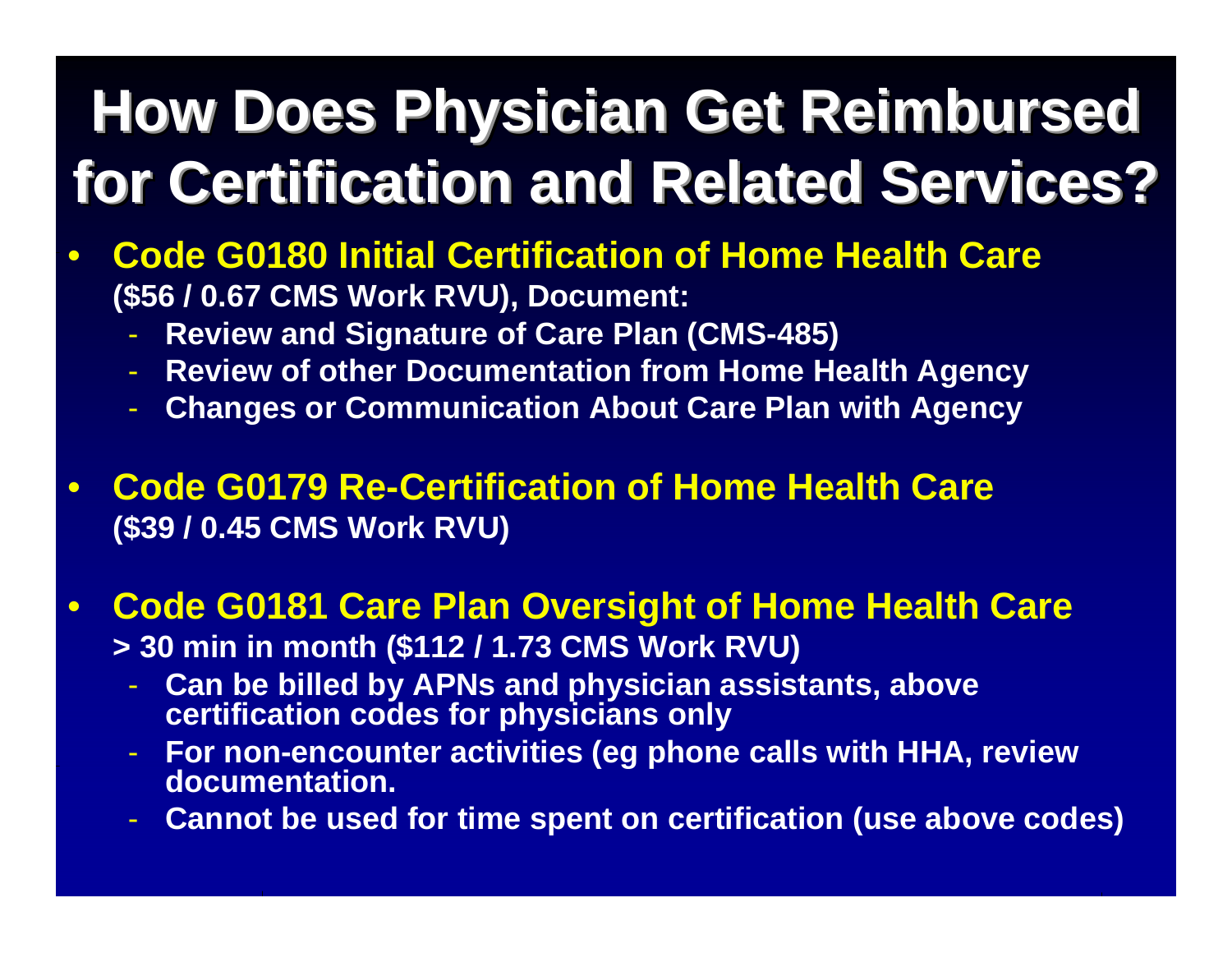# How Does Physician Get Reimbursed for Certification and Related Services?

- **Code G0180 Initial Certification of Home Health Care**
  **($56 / 0.67 CMS Work RVU), Document:**
  - **Review and Signature of Care Plan (CMS-485)**
  - **Review of other Documentation from Home Health Agency**
  - **Changes or Communication About Care Plan with Agency**

- **Code G0179 Re-Certification of Home Health Care**
  **($39 / 0.45 CMS Work RVU)**

- **Code G0181 Care Plan Oversight of Home Health Care**
  **> 30 min in month ($112 / 1.73 CMS Work RVU)**
  - **Can be billed by APNs and physician assistants, above certification codes for physicians only**
  - **For non-encounter activities (eg phone calls with HHA, review documentation.**
  - **Cannot be used for time spent on certification (use above codes)**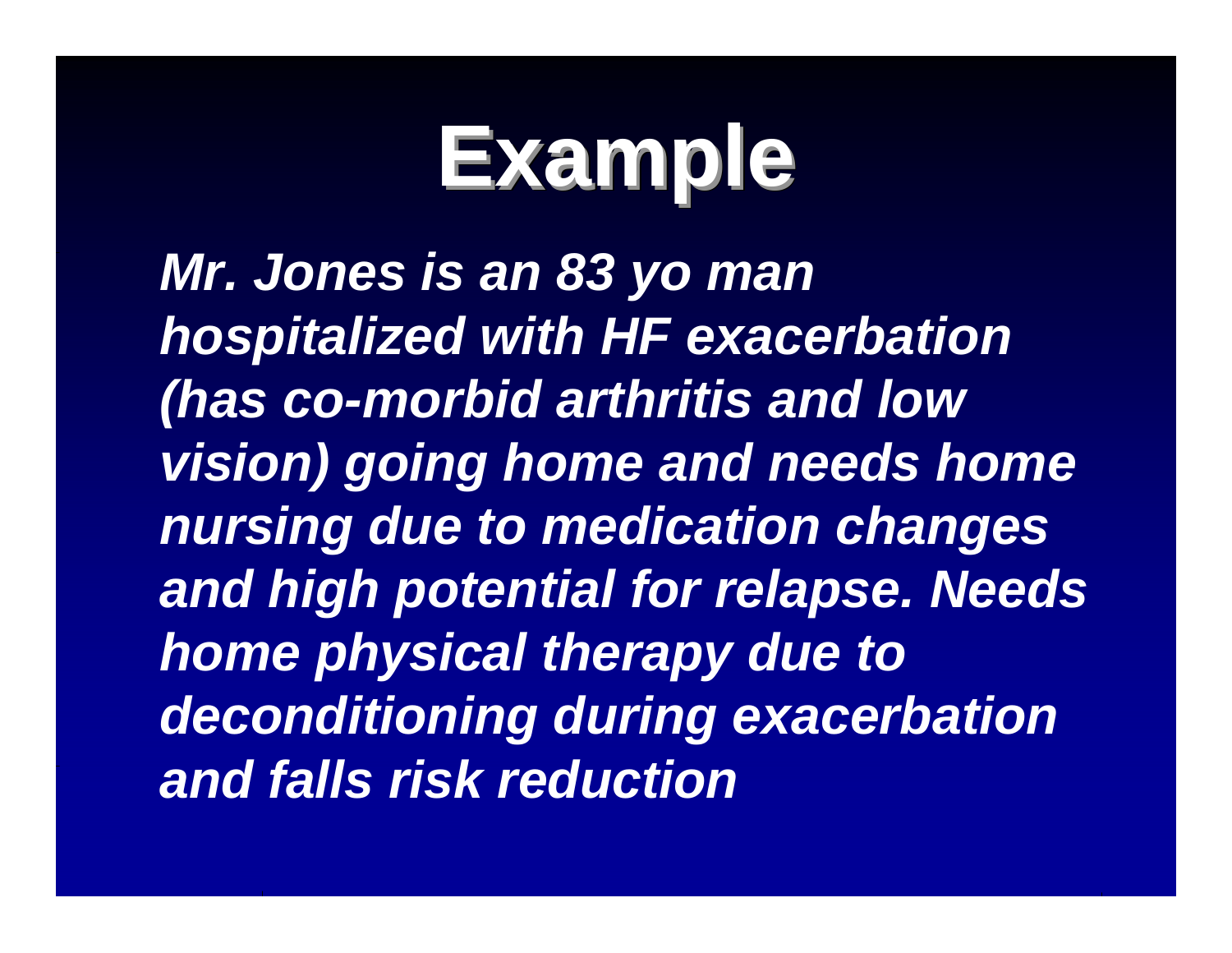# Example

***Mr. Jones is an 83 yo man hospitalized with HF exacerbation (has co-morbid arthritis and low vision) going home and needs home nursing due to medication changes and high potential for relapse. Needs home physical therapy due to deconditioning during exacerbation and falls risk reduction***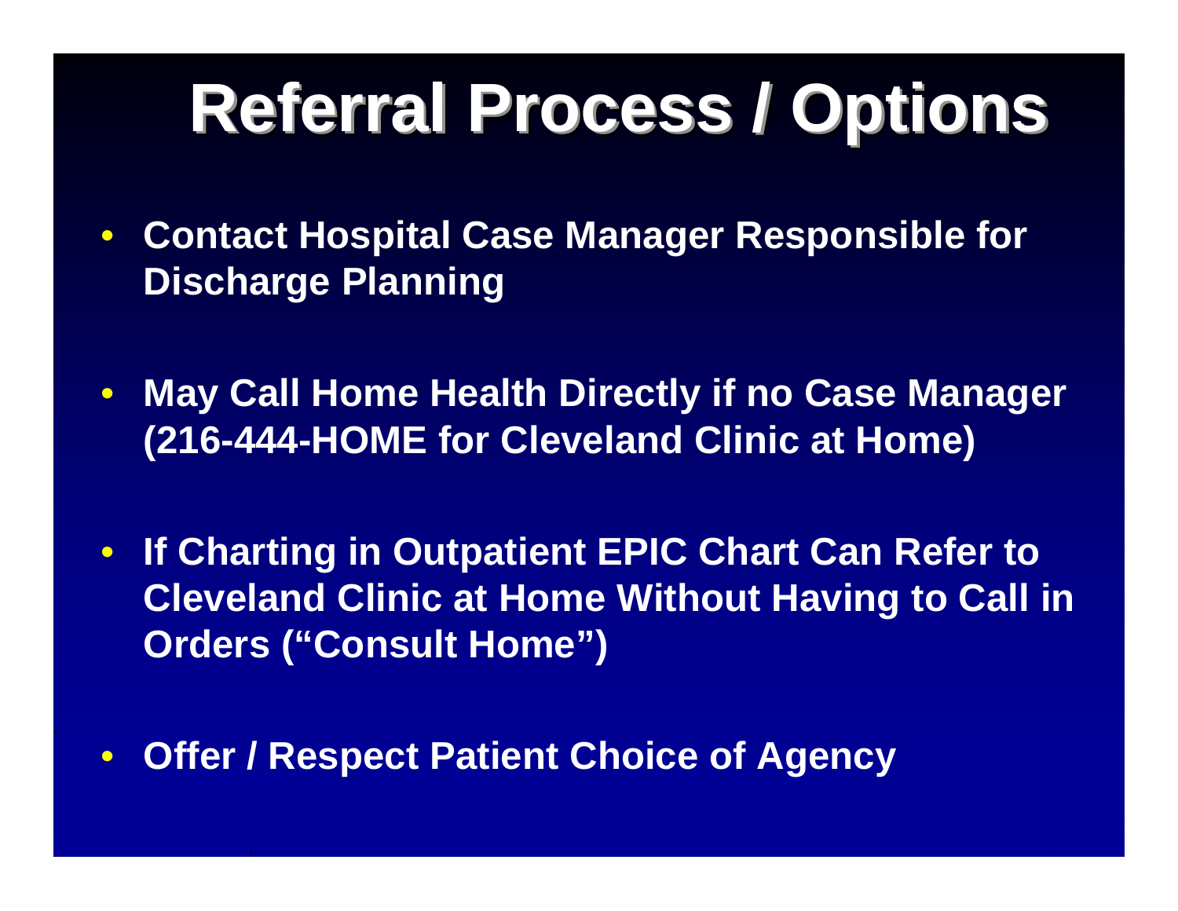# Referral Process / Options

- **Contact Hospital Case Manager Responsible for Discharge Planning**
- **May Call Home Health Directly if no Case Manager (216-444-HOME for Cleveland Clinic at Home)**
- **If Charting in Outpatient EPIC Chart Can Refer to Cleveland Clinic at Home Without Having to Call in Orders ("Consult Home")**
- **Offer / Respect Patient Choice of Agency**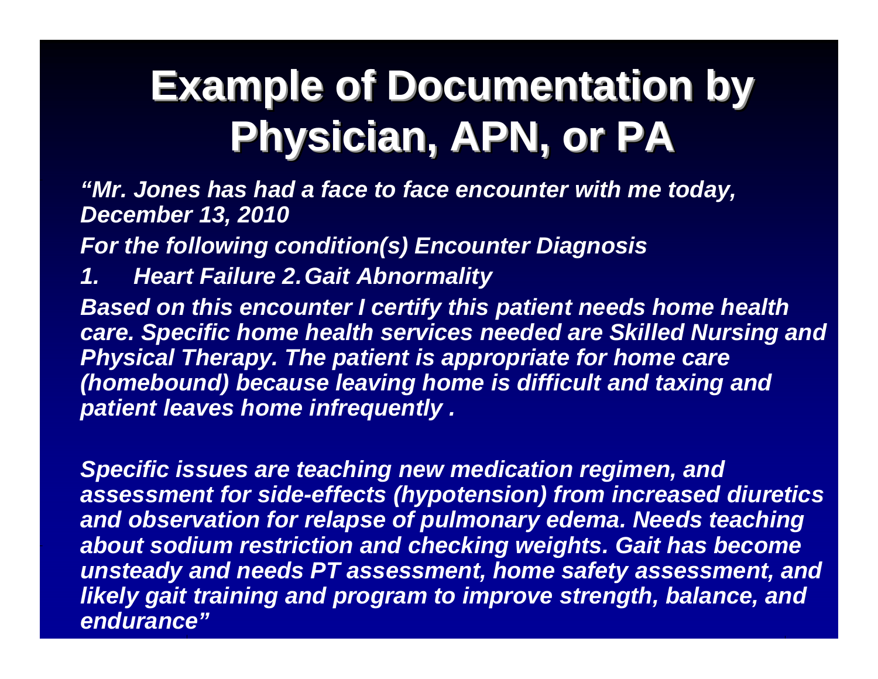# Example of Documentation by Physician, APN, or PA

*"Mr. Jones has had a face to face encounter with me today, December 13, 2010*

*For the following condition(s) Encounter Diagnosis*

*1. Heart Failure 2. Gait Abnormality*

*Based on this encounter I certify this patient needs home health care. Specific home health services needed are Skilled Nursing and Physical Therapy. The patient is appropriate for home care (homebound) because leaving home is difficult and taxing and patient leaves home infrequently .*

*Specific issues are teaching new medication regimen, and assessment for side-effects (hypotension) from increased diuretics and observation for relapse of pulmonary edema. Needs teaching about sodium restriction and checking weights. Gait has become unsteady and needs PT assessment, home safety assessment, and likely gait training and program to improve strength, balance, and endurance"*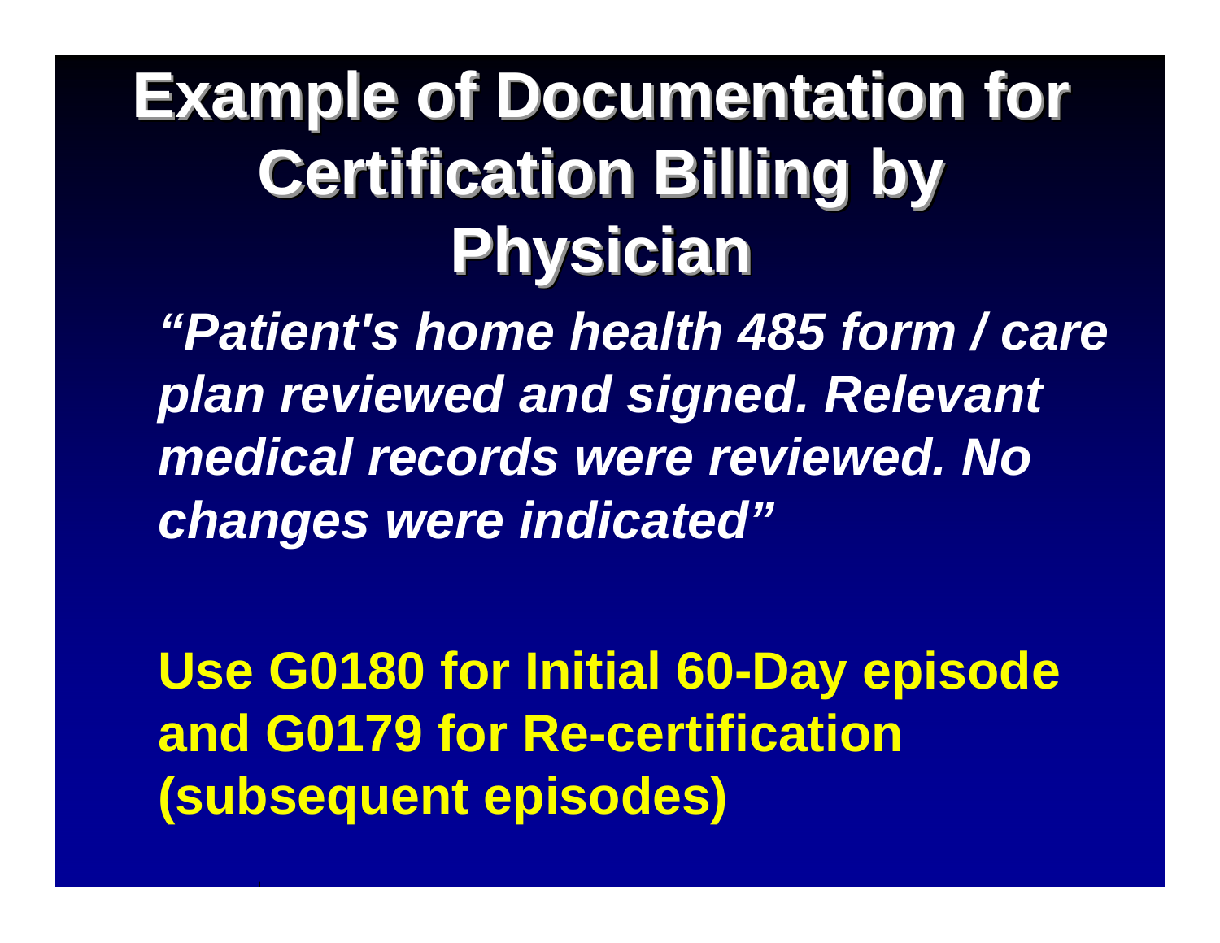# Example of Documentation for Certification Billing by Physician

***"Patient's home health 485 form / care plan reviewed and signed. Relevant medical records were reviewed. No changes were indicated"***

**Use G0180 for Initial 60-Day episode and G0179 for Re-certification (subsequent episodes)**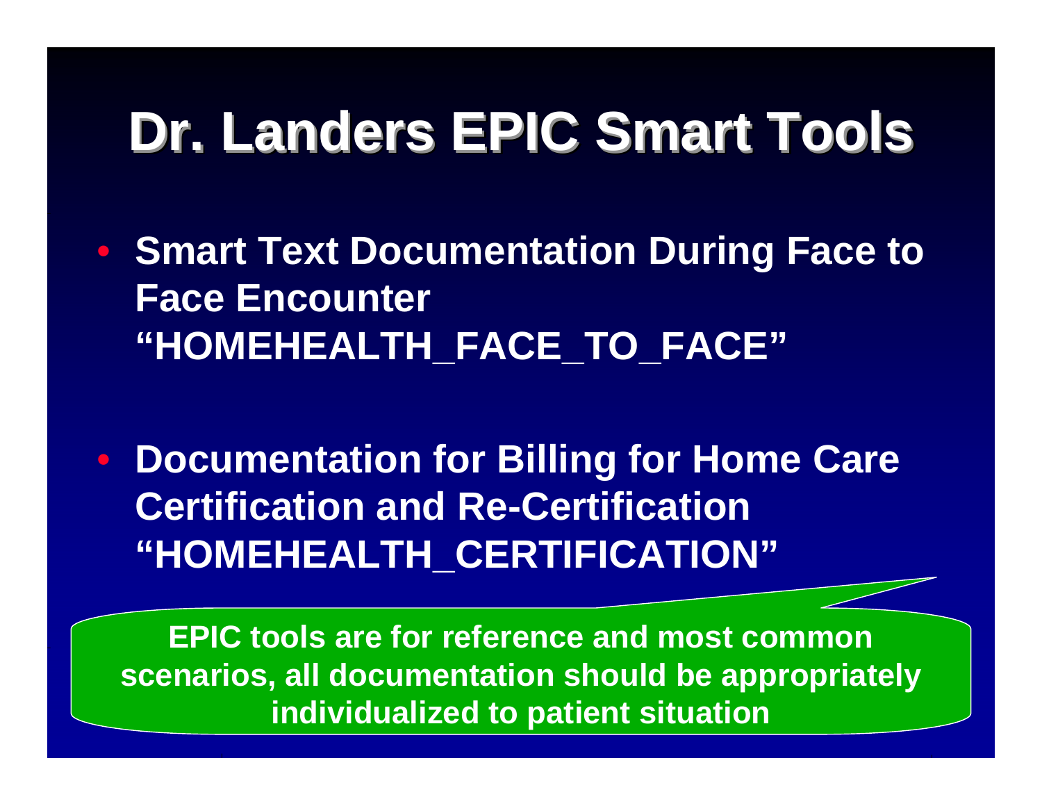# Dr. Landers EPIC Smart Tools

- **Smart Text Documentation During Face to Face Encounter "HOMEHEALTH_FACE_TO_FACE"**
- **Documentation for Billing for Home Care Certification and Re-Certification "HOMEHEALTH_CERTIFICATION"**

**EPIC tools are for reference and most common scenarios, all documentation should be appropriately individualized to patient situation**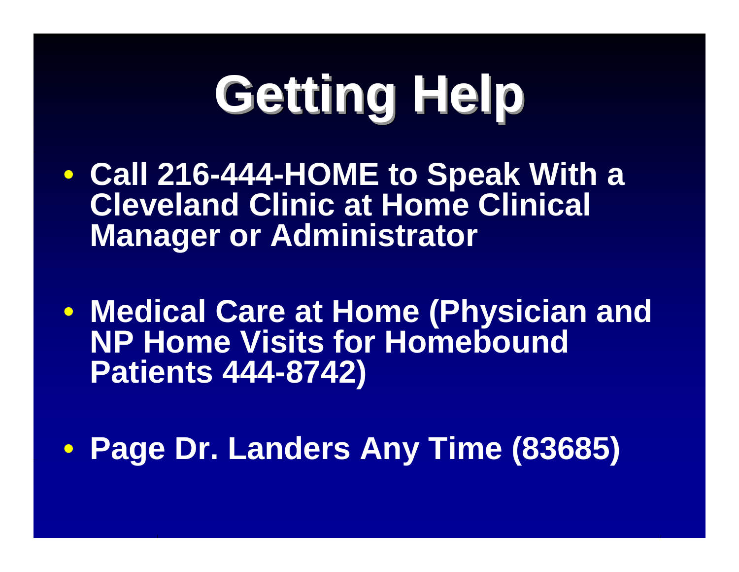# Getting Help

- Call 216-444-HOME to Speak With a Cleveland Clinic at Home Clinical Manager or Administrator
- Medical Care at Home (Physician and NP Home Visits for Homebound Patients 444-8742)
- Page Dr. Landers Any Time (83685)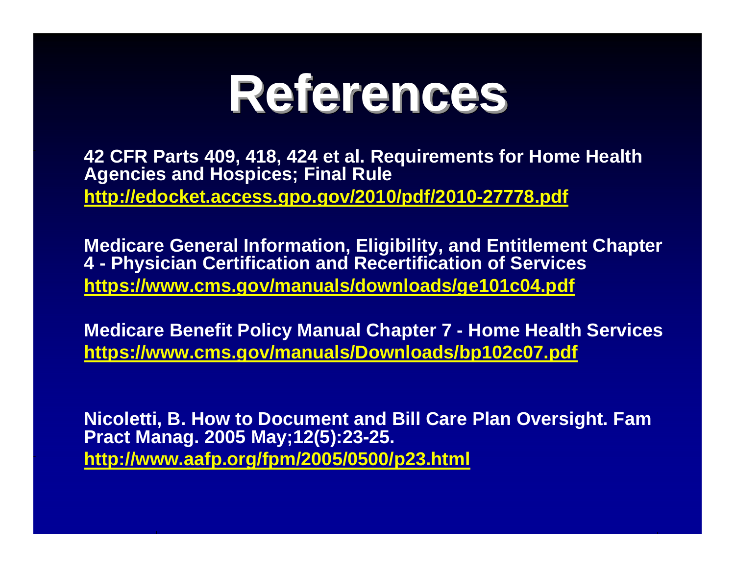# References

**42 CFR Parts 409, 418, 424 et al. Requirements for Home Health Agencies and Hospices; Final Rule**
**http://edocket.access.gpo.gov/2010/pdf/2010-27778.pdf**

**Medicare General Information, Eligibility, and Entitlement Chapter 4 - Physician Certification and Recertification of Services**
**https://www.cms.gov/manuals/downloads/ge101c04.pdf**

**Medicare Benefit Policy Manual Chapter 7 - Home Health Services**
**https://www.cms.gov/manuals/Downloads/bp102c07.pdf**

**Nicoletti, B. How to Document and Bill Care Plan Oversight. Fam Pract Manag. 2005 May;12(5):23-25.**
**http://www.aafp.org/fpm/2005/0500/p23.html**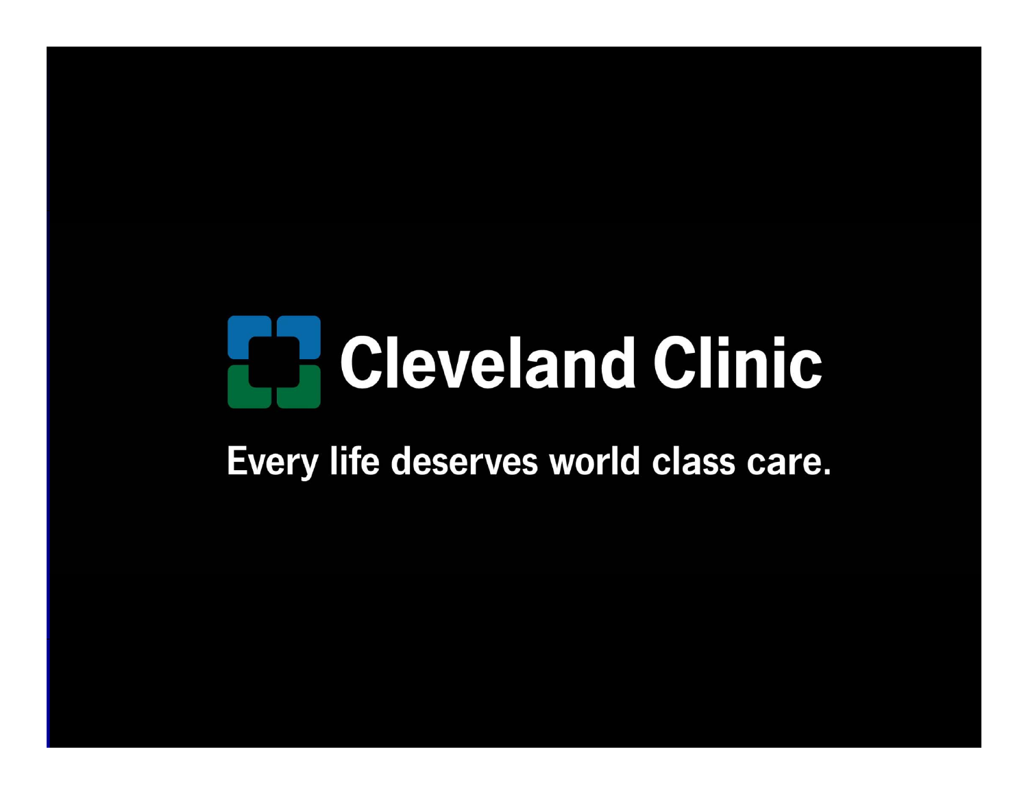Cleveland Clinic

Every life deserves world class care.